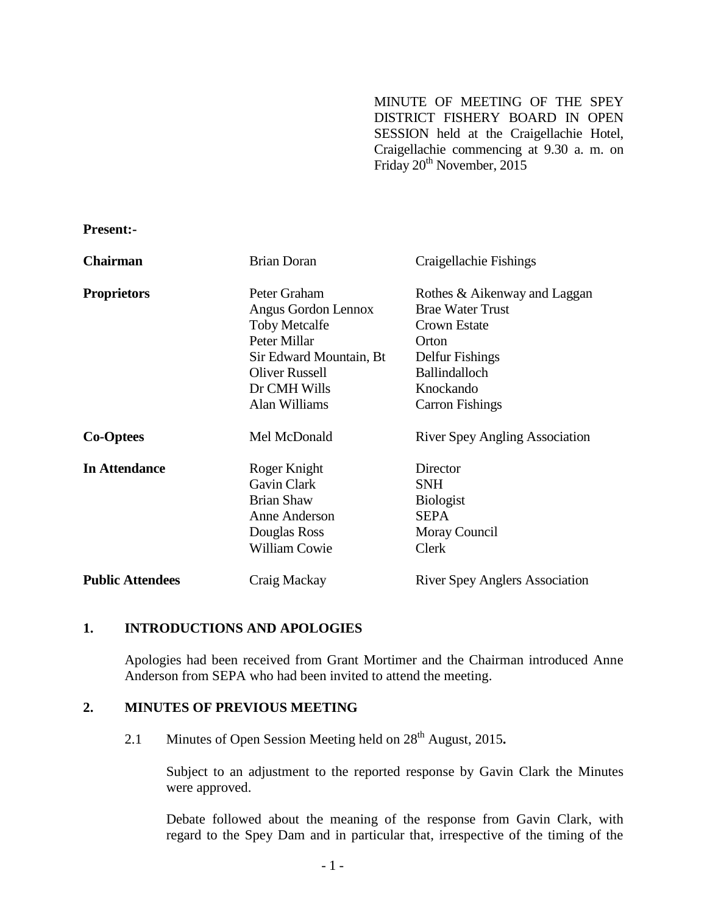MINUTE OF MEETING OF THE SPEY DISTRICT FISHERY BOARD IN OPEN SESSION held at the Craigellachie Hotel, Craigellachie commencing at 9.30 a. m. on Friday 20th November, 2015

**Present:-**

| | | |
|---|---|---|
| **Chairman** | Brian Doran | Craigellachie Fishings |
| **Proprietors** | Peter Graham | Rothes & Aikenway and Laggan |
| | Angus Gordon Lennox | Brae Water Trust |
| | Toby Metcalfe | Crown Estate |
| | Peter Millar | Orton |
| | Sir Edward Mountain, Bt | Delfur Fishings |
| | Oliver Russell | Ballindalloch |
| | Dr CMH Wills | Knockando |
| | Alan Williams | Carron Fishings |
| **Co-Optees** | Mel McDonald | River Spey Angling Association |
| **In Attendance** | Roger Knight | Director |
| | Gavin Clark | SNH |
| | Brian Shaw | Biologist |
| | Anne Anderson | SEPA |
| | Douglas Ross | Moray Council |
| | William Cowie | Clerk |
| **Public Attendees** | Craig Mackay | River Spey Anglers Association |

## 1. INTRODUCTIONS AND APOLOGIES

Apologies had been received from Grant Mortimer and the Chairman introduced Anne Anderson from SEPA who had been invited to attend the meeting.

## 2. MINUTES OF PREVIOUS MEETING

2.1 Minutes of Open Session Meeting held on 28th August, 2015**.**

Subject to an adjustment to the reported response by Gavin Clark the Minutes were approved.

Debate followed about the meaning of the response from Gavin Clark, with regard to the Spey Dam and in particular that, irrespective of the timing of the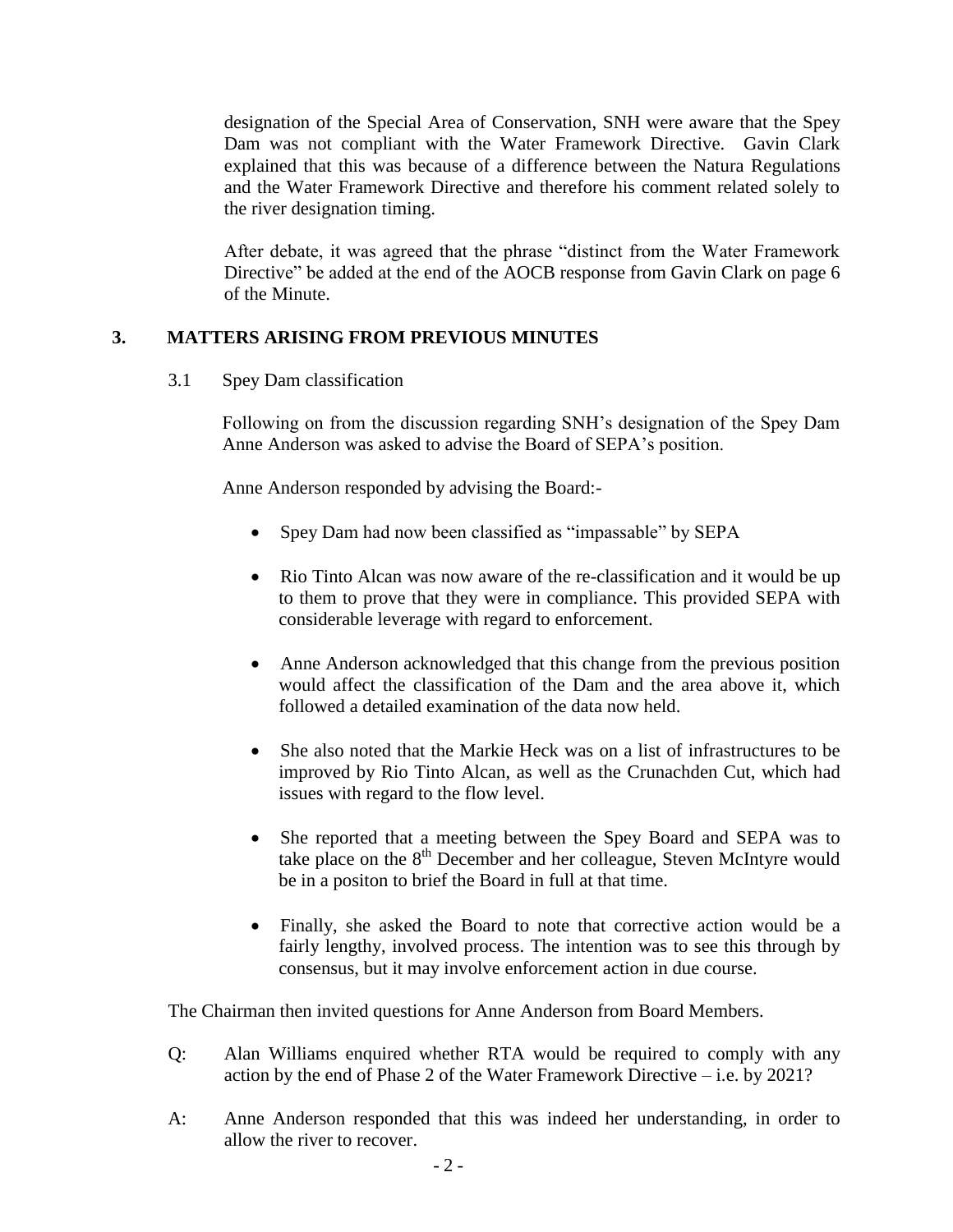designation of the Special Area of Conservation, SNH were aware that the Spey Dam was not compliant with the Water Framework Directive. Gavin Clark explained that this was because of a difference between the Natura Regulations and the Water Framework Directive and therefore his comment related solely to the river designation timing.

After debate, it was agreed that the phrase "distinct from the Water Framework Directive" be added at the end of the AOCB response from Gavin Clark on page 6 of the Minute.

## 3. MATTERS ARISING FROM PREVIOUS MINUTES

3.1 Spey Dam classification

Following on from the discussion regarding SNH's designation of the Spey Dam Anne Anderson was asked to advise the Board of SEPA's position.

Anne Anderson responded by advising the Board:-

- Spey Dam had now been classified as "impassable" by SEPA
- Rio Tinto Alcan was now aware of the re-classification and it would be up to them to prove that they were in compliance. This provided SEPA with considerable leverage with regard to enforcement.
- Anne Anderson acknowledged that this change from the previous position would affect the classification of the Dam and the area above it, which followed a detailed examination of the data now held.
- She also noted that the Markie Heck was on a list of infrastructures to be improved by Rio Tinto Alcan, as well as the Crunachden Cut, which had issues with regard to the flow level.
- She reported that a meeting between the Spey Board and SEPA was to take place on the 8th December and her colleague, Steven McIntyre would be in a positon to brief the Board in full at that time.
- Finally, she asked the Board to note that corrective action would be a fairly lengthy, involved process. The intention was to see this through by consensus, but it may involve enforcement action in due course.

The Chairman then invited questions for Anne Anderson from Board Members.

Q: Alan Williams enquired whether RTA would be required to comply with any action by the end of Phase 2 of the Water Framework Directive – i.e. by 2021?

A: Anne Anderson responded that this was indeed her understanding, in order to allow the river to recover.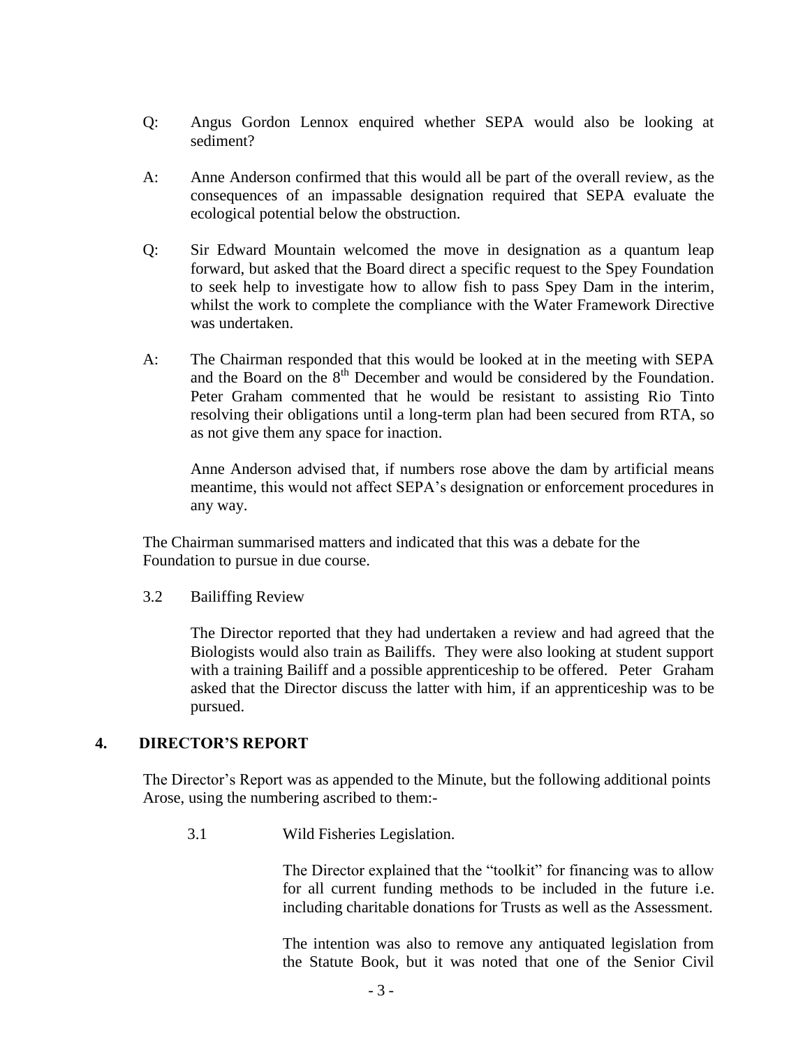Q: Angus Gordon Lennox enquired whether SEPA would also be looking at sediment?

A: Anne Anderson confirmed that this would all be part of the overall review, as the consequences of an impassable designation required that SEPA evaluate the ecological potential below the obstruction.

Q: Sir Edward Mountain welcomed the move in designation as a quantum leap forward, but asked that the Board direct a specific request to the Spey Foundation to seek help to investigate how to allow fish to pass Spey Dam in the interim, whilst the work to complete the compliance with the Water Framework Directive was undertaken.

A: The Chairman responded that this would be looked at in the meeting with SEPA and the Board on the 8th December and would be considered by the Foundation. Peter Graham commented that he would be resistant to assisting Rio Tinto resolving their obligations until a long-term plan had been secured from RTA, so as not give them any space for inaction.

Anne Anderson advised that, if numbers rose above the dam by artificial means meantime, this would not affect SEPA's designation or enforcement procedures in any way.

The Chairman summarised matters and indicated that this was a debate for the Foundation to pursue in due course.

3.2 Bailiffing Review

The Director reported that they had undertaken a review and had agreed that the Biologists would also train as Bailiffs. They were also looking at student support with a training Bailiff and a possible apprenticeship to be offered. Peter Graham asked that the Director discuss the latter with him, if an apprenticeship was to be pursued.

## 4. DIRECTOR'S REPORT

The Director's Report was as appended to the Minute, but the following additional points Arose, using the numbering ascribed to them:-

3.1 Wild Fisheries Legislation.

The Director explained that the "toolkit" for financing was to allow for all current funding methods to be included in the future i.e. including charitable donations for Trusts as well as the Assessment.

The intention was also to remove any antiquated legislation from the Statute Book, but it was noted that one of the Senior Civil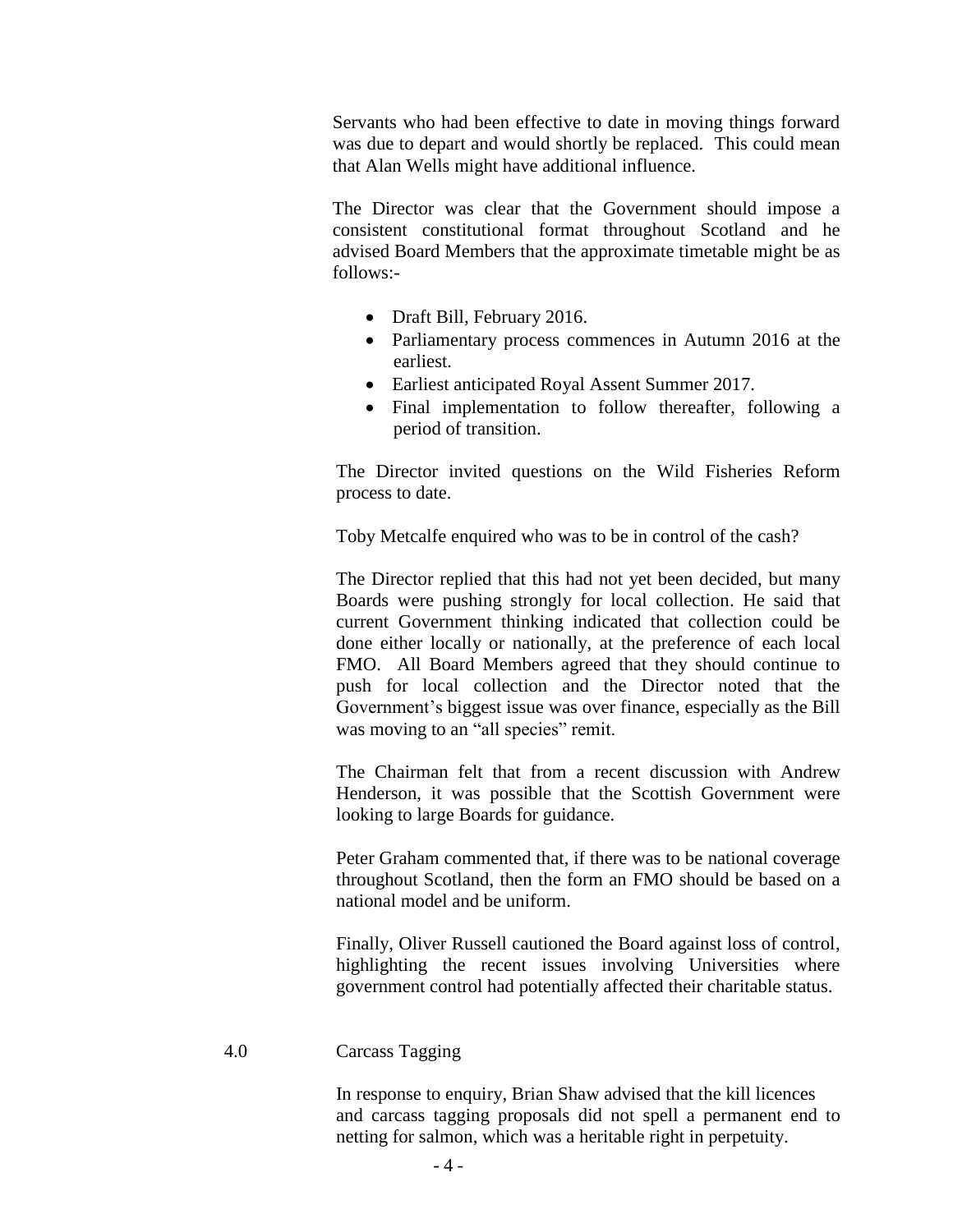Servants who had been effective to date in moving things forward was due to depart and would shortly be replaced. This could mean that Alan Wells might have additional influence.

The Director was clear that the Government should impose a consistent constitutional format throughout Scotland and he advised Board Members that the approximate timetable might be as follows:-

- Draft Bill, February 2016.
- Parliamentary process commences in Autumn 2016 at the earliest.
- Earliest anticipated Royal Assent Summer 2017.
- Final implementation to follow thereafter, following a period of transition.

The Director invited questions on the Wild Fisheries Reform process to date.

Toby Metcalfe enquired who was to be in control of the cash?

The Director replied that this had not yet been decided, but many Boards were pushing strongly for local collection. He said that current Government thinking indicated that collection could be done either locally or nationally, at the preference of each local FMO. All Board Members agreed that they should continue to push for local collection and the Director noted that the Government's biggest issue was over finance, especially as the Bill was moving to an "all species" remit.

The Chairman felt that from a recent discussion with Andrew Henderson, it was possible that the Scottish Government were looking to large Boards for guidance.

Peter Graham commented that, if there was to be national coverage throughout Scotland, then the form an FMO should be based on a national model and be uniform.

Finally, Oliver Russell cautioned the Board against loss of control, highlighting the recent issues involving Universities where government control had potentially affected their charitable status.

## 4.0 Carcass Tagging

In response to enquiry, Brian Shaw advised that the kill licences and carcass tagging proposals did not spell a permanent end to netting for salmon, which was a heritable right in perpetuity.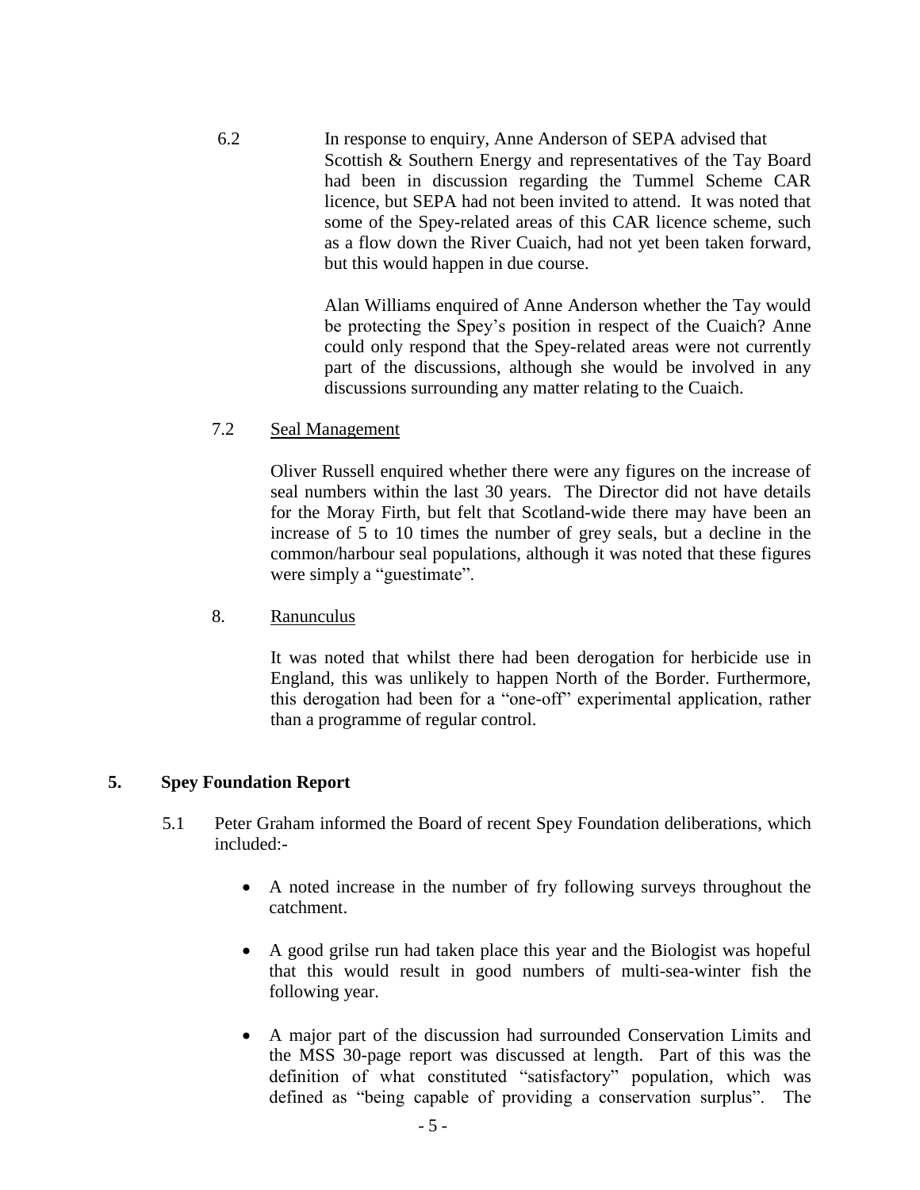6.2 In response to enquiry, Anne Anderson of SEPA advised that Scottish & Southern Energy and representatives of the Tay Board had been in discussion regarding the Tummel Scheme CAR licence, but SEPA had not been invited to attend. It was noted that some of the Spey-related areas of this CAR licence scheme, such as a flow down the River Cuaich, had not yet been taken forward, but this would happen in due course.

Alan Williams enquired of Anne Anderson whether the Tay would be protecting the Spey's position in respect of the Cuaich? Anne could only respond that the Spey-related areas were not currently part of the discussions, although she would be involved in any discussions surrounding any matter relating to the Cuaich.

7.2 Seal Management

Oliver Russell enquired whether there were any figures on the increase of seal numbers within the last 30 years. The Director did not have details for the Moray Firth, but felt that Scotland-wide there may have been an increase of 5 to 10 times the number of grey seals, but a decline in the common/harbour seal populations, although it was noted that these figures were simply a "guestimate".

8. Ranunculus

It was noted that whilst there had been derogation for herbicide use in England, this was unlikely to happen North of the Border. Furthermore, this derogation had been for a "one-off" experimental application, rather than a programme of regular control.

## 5. Spey Foundation Report

5.1 Peter Graham informed the Board of recent Spey Foundation deliberations, which included:-

- A noted increase in the number of fry following surveys throughout the catchment.
- A good grilse run had taken place this year and the Biologist was hopeful that this would result in good numbers of multi-sea-winter fish the following year.
- A major part of the discussion had surrounded Conservation Limits and the MSS 30-page report was discussed at length. Part of this was the definition of what constituted "satisfactory" population, which was defined as "being capable of providing a conservation surplus". The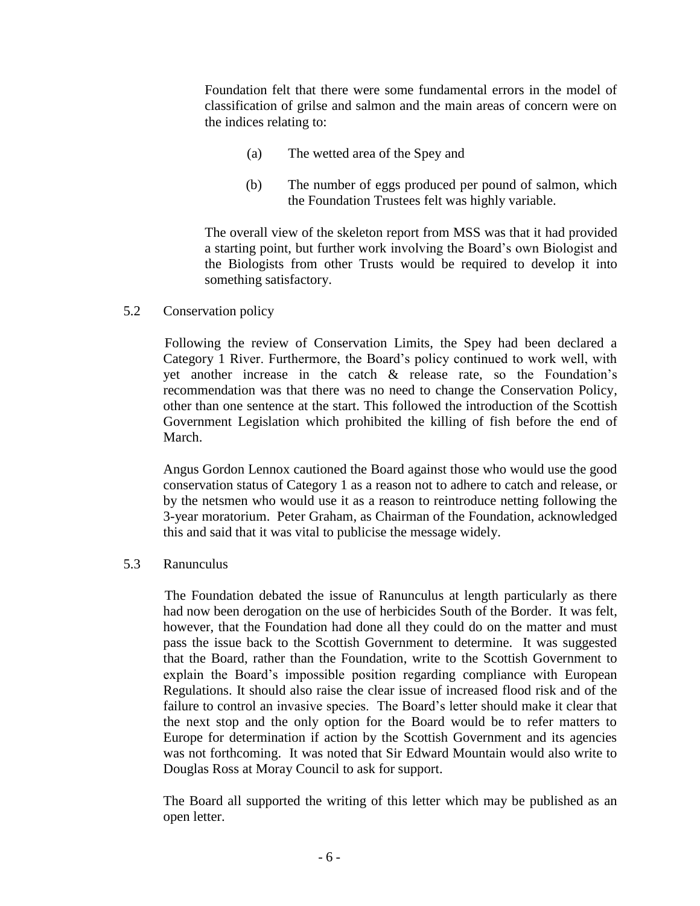Foundation felt that there were some fundamental errors in the model of classification of grilse and salmon and the main areas of concern were on the indices relating to:

(a) The wetted area of the Spey and

(b) The number of eggs produced per pound of salmon, which the Foundation Trustees felt was highly variable.

The overall view of the skeleton report from MSS was that it had provided a starting point, but further work involving the Board's own Biologist and the Biologists from other Trusts would be required to develop it into something satisfactory.

5.2 Conservation policy

Following the review of Conservation Limits, the Spey had been declared a Category 1 River. Furthermore, the Board's policy continued to work well, with yet another increase in the catch & release rate, so the Foundation's recommendation was that there was no need to change the Conservation Policy, other than one sentence at the start. This followed the introduction of the Scottish Government Legislation which prohibited the killing of fish before the end of March.

Angus Gordon Lennox cautioned the Board against those who would use the good conservation status of Category 1 as a reason not to adhere to catch and release, or by the netsmen who would use it as a reason to reintroduce netting following the 3-year moratorium. Peter Graham, as Chairman of the Foundation, acknowledged this and said that it was vital to publicise the message widely.

5.3 Ranunculus

The Foundation debated the issue of Ranunculus at length particularly as there had now been derogation on the use of herbicides South of the Border. It was felt, however, that the Foundation had done all they could do on the matter and must pass the issue back to the Scottish Government to determine. It was suggested that the Board, rather than the Foundation, write to the Scottish Government to explain the Board's impossible position regarding compliance with European Regulations. It should also raise the clear issue of increased flood risk and of the failure to control an invasive species. The Board's letter should make it clear that the next stop and the only option for the Board would be to refer matters to Europe for determination if action by the Scottish Government and its agencies was not forthcoming. It was noted that Sir Edward Mountain would also write to Douglas Ross at Moray Council to ask for support.

The Board all supported the writing of this letter which may be published as an open letter.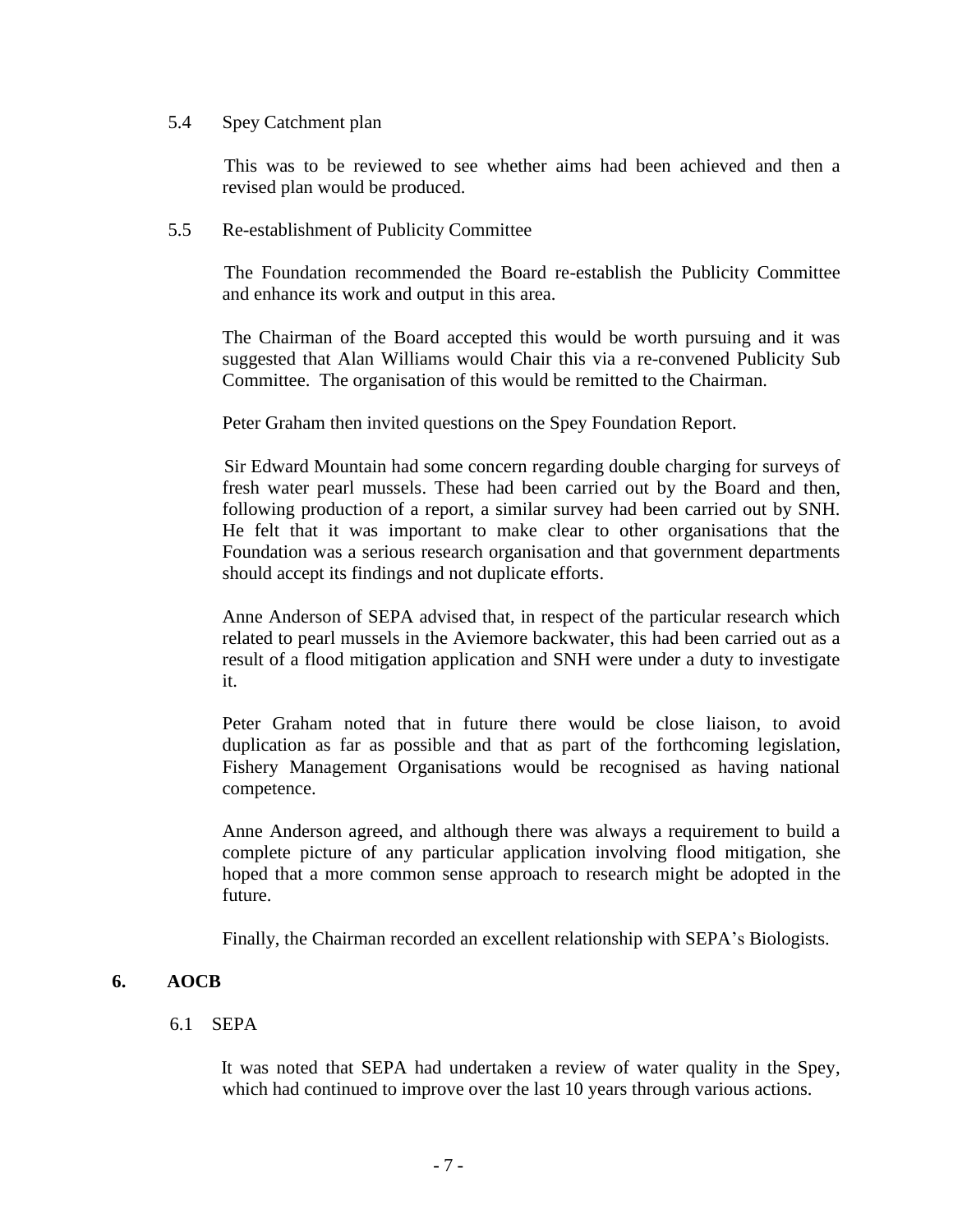5.4 Spey Catchment plan

This was to be reviewed to see whether aims had been achieved and then a revised plan would be produced.

5.5 Re-establishment of Publicity Committee

The Foundation recommended the Board re-establish the Publicity Committee and enhance its work and output in this area.

The Chairman of the Board accepted this would be worth pursuing and it was suggested that Alan Williams would Chair this via a re-convened Publicity Sub Committee. The organisation of this would be remitted to the Chairman.

Peter Graham then invited questions on the Spey Foundation Report.

Sir Edward Mountain had some concern regarding double charging for surveys of fresh water pearl mussels. These had been carried out by the Board and then, following production of a report, a similar survey had been carried out by SNH. He felt that it was important to make clear to other organisations that the Foundation was a serious research organisation and that government departments should accept its findings and not duplicate efforts.

Anne Anderson of SEPA advised that, in respect of the particular research which related to pearl mussels in the Aviemore backwater, this had been carried out as a result of a flood mitigation application and SNH were under a duty to investigate it.

Peter Graham noted that in future there would be close liaison, to avoid duplication as far as possible and that as part of the forthcoming legislation, Fishery Management Organisations would be recognised as having national competence.

Anne Anderson agreed, and although there was always a requirement to build a complete picture of any particular application involving flood mitigation, she hoped that a more common sense approach to research might be adopted in the future.

Finally, the Chairman recorded an excellent relationship with SEPA's Biologists.

## 6. AOCB

6.1 SEPA

It was noted that SEPA had undertaken a review of water quality in the Spey, which had continued to improve over the last 10 years through various actions.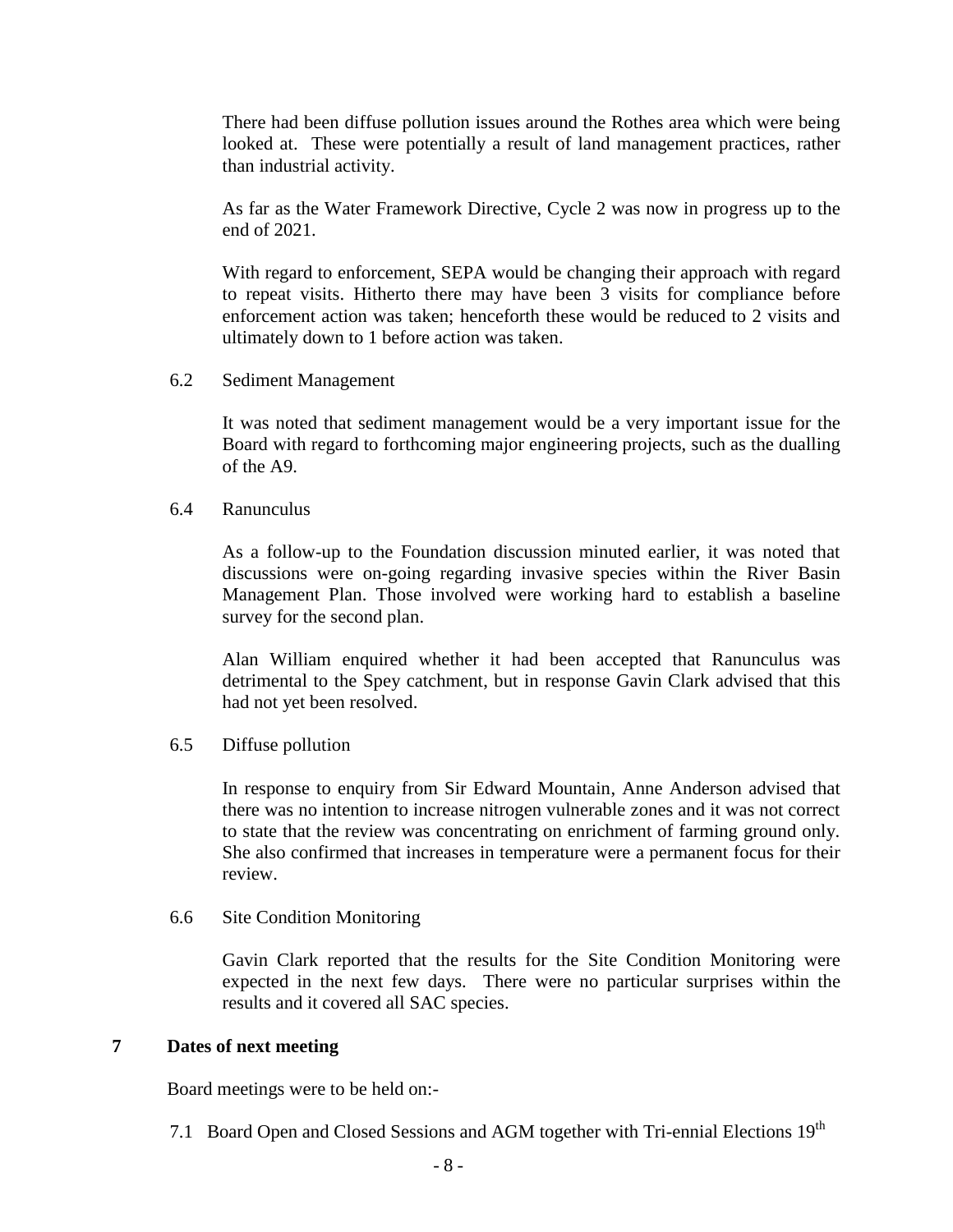There had been diffuse pollution issues around the Rothes area which were being looked at. These were potentially a result of land management practices, rather than industrial activity.

As far as the Water Framework Directive, Cycle 2 was now in progress up to the end of 2021.

With regard to enforcement, SEPA would be changing their approach with regard to repeat visits. Hitherto there may have been 3 visits for compliance before enforcement action was taken; henceforth these would be reduced to 2 visits and ultimately down to 1 before action was taken.

6.2 Sediment Management

It was noted that sediment management would be a very important issue for the Board with regard to forthcoming major engineering projects, such as the dualling of the A9.

6.4 Ranunculus

As a follow-up to the Foundation discussion minuted earlier, it was noted that discussions were on-going regarding invasive species within the River Basin Management Plan. Those involved were working hard to establish a baseline survey for the second plan.

Alan William enquired whether it had been accepted that Ranunculus was detrimental to the Spey catchment, but in response Gavin Clark advised that this had not yet been resolved.

6.5 Diffuse pollution

In response to enquiry from Sir Edward Mountain, Anne Anderson advised that there was no intention to increase nitrogen vulnerable zones and it was not correct to state that the review was concentrating on enrichment of farming ground only. She also confirmed that increases in temperature were a permanent focus for their review.

6.6 Site Condition Monitoring

Gavin Clark reported that the results for the Site Condition Monitoring were expected in the next few days. There were no particular surprises within the results and it covered all SAC species.

## 7 Dates of next meeting

Board meetings were to be held on:-

7.1 Board Open and Closed Sessions and AGM together with Tri-ennial Elections 19th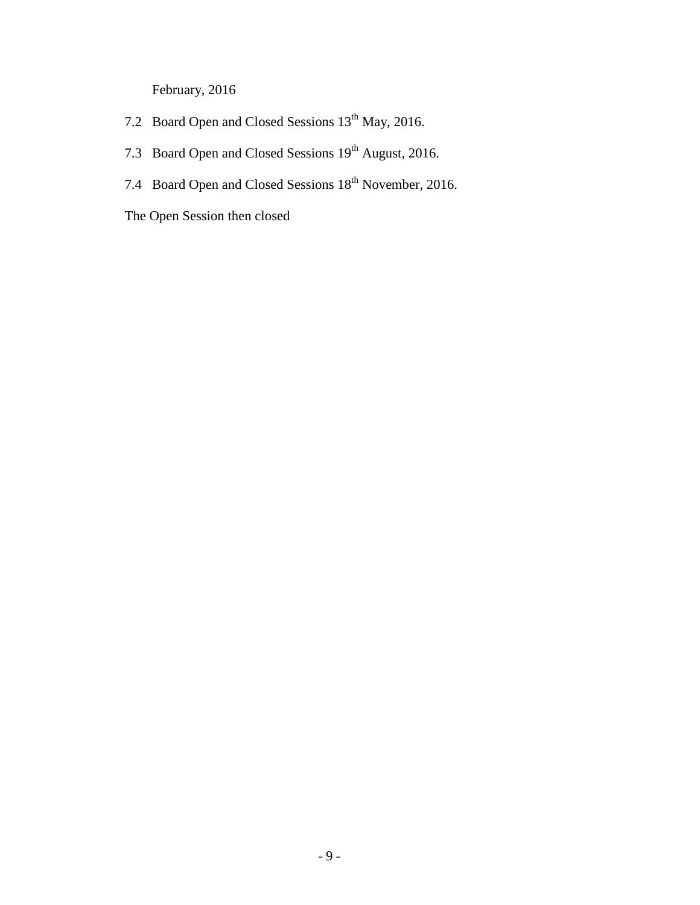February, 2016

7.2 Board Open and Closed Sessions 13th May, 2016.

7.3 Board Open and Closed Sessions 19th August, 2016.

7.4 Board Open and Closed Sessions 18th November, 2016.

The Open Session then closed